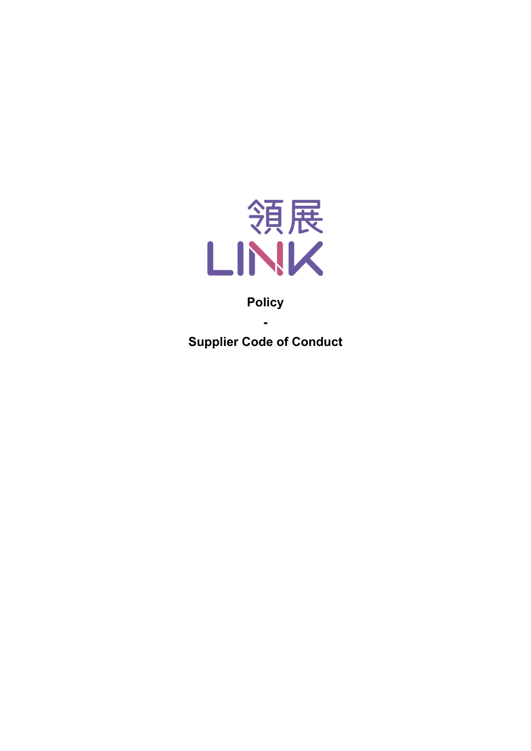領展

LINK

**Policy**

**-**

**Supplier Code of Conduct**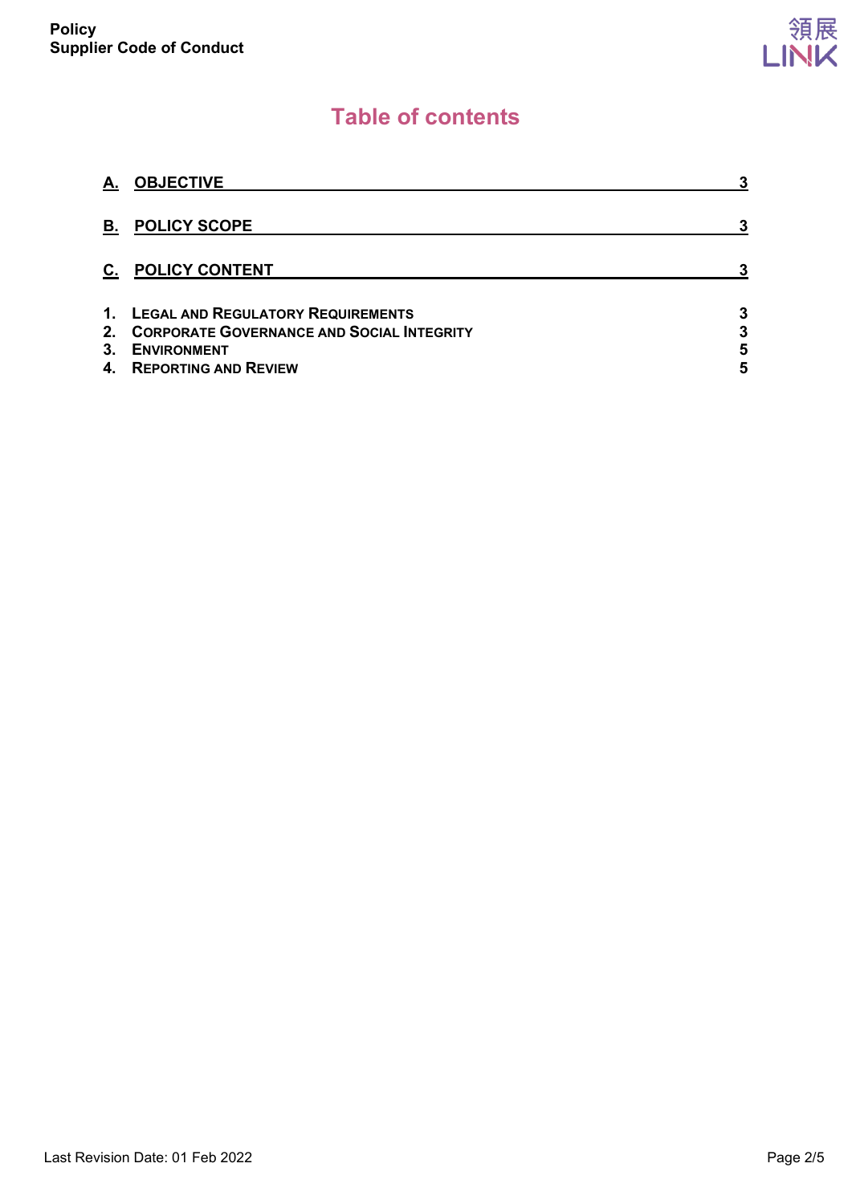# Table of contents

| | |
|---|---|
| **A. OBJECTIVE** | **3** |
| **B. POLICY SCOPE** | **3** |
| **C. POLICY CONTENT** | **3** |
| **1. LEGAL AND REGULATORY REQUIREMENTS** | **3** |
| **2. CORPORATE GOVERNANCE AND SOCIAL INTEGRITY** | **3** |
| **3. ENVIRONMENT** | **5** |
| **4. REPORTING AND REVIEW** | **5** |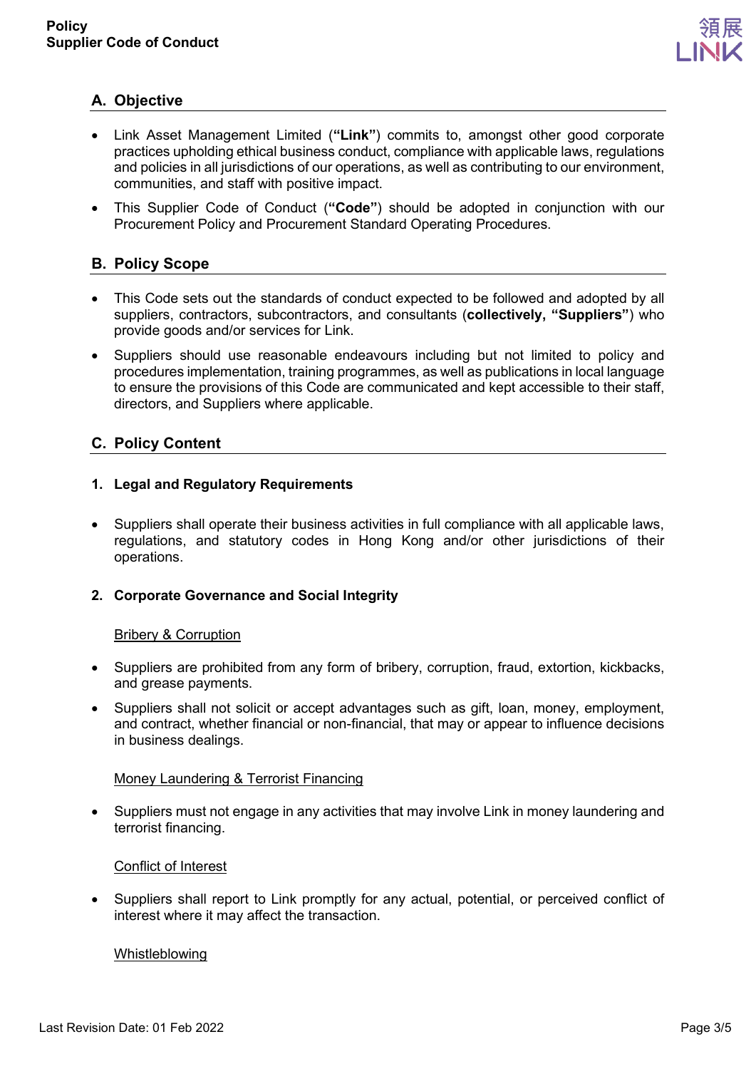## A. Objective

- Link Asset Management Limited (**"Link"**) commits to, amongst other good corporate practices upholding ethical business conduct, compliance with applicable laws, regulations and policies in all jurisdictions of our operations, as well as contributing to our environment, communities, and staff with positive impact.
- This Supplier Code of Conduct (**"Code"**) should be adopted in conjunction with our Procurement Policy and Procurement Standard Operating Procedures.

## B. Policy Scope

- This Code sets out the standards of conduct expected to be followed and adopted by all suppliers, contractors, subcontractors, and consultants (**collectively, "Suppliers"**) who provide goods and/or services for Link.
- Suppliers should use reasonable endeavours including but not limited to policy and procedures implementation, training programmes, as well as publications in local language to ensure the provisions of this Code are communicated and kept accessible to their staff, directors, and Suppliers where applicable.

## C. Policy Content

### 1. Legal and Regulatory Requirements

- Suppliers shall operate their business activities in full compliance with all applicable laws, regulations, and statutory codes in Hong Kong and/or other jurisdictions of their operations.

### 2. Corporate Governance and Social Integrity

Bribery & Corruption

- Suppliers are prohibited from any form of bribery, corruption, fraud, extortion, kickbacks, and grease payments.
- Suppliers shall not solicit or accept advantages such as gift, loan, money, employment, and contract, whether financial or non-financial, that may or appear to influence decisions in business dealings.

Money Laundering & Terrorist Financing

- Suppliers must not engage in any activities that may involve Link in money laundering and terrorist financing.

Conflict of Interest

- Suppliers shall report to Link promptly for any actual, potential, or perceived conflict of interest where it may affect the transaction.

Whistleblowing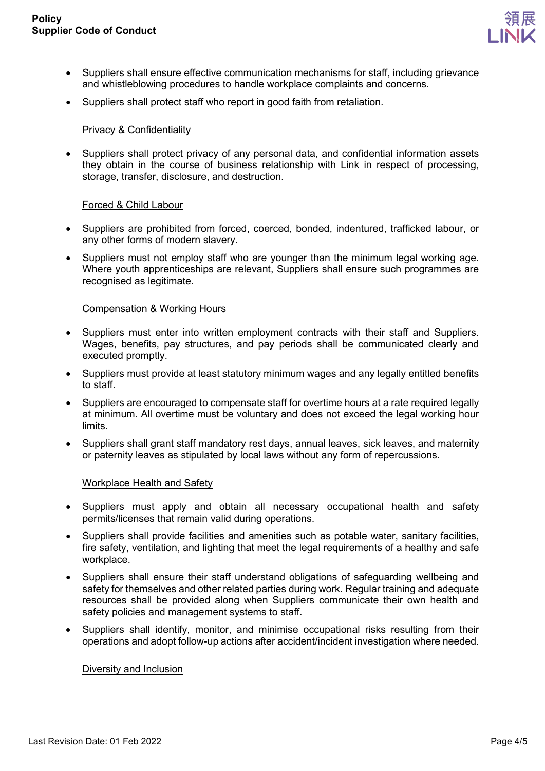- Suppliers shall ensure effective communication mechanisms for staff, including grievance and whistleblowing procedures to handle workplace complaints and concerns.
- Suppliers shall protect staff who report in good faith from retaliation.

Privacy & Confidentiality

- Suppliers shall protect privacy of any personal data, and confidential information assets they obtain in the course of business relationship with Link in respect of processing, storage, transfer, disclosure, and destruction.

Forced & Child Labour

- Suppliers are prohibited from forced, coerced, bonded, indentured, trafficked labour, or any other forms of modern slavery.
- Suppliers must not employ staff who are younger than the minimum legal working age. Where youth apprenticeships are relevant, Suppliers shall ensure such programmes are recognised as legitimate.

Compensation & Working Hours

- Suppliers must enter into written employment contracts with their staff and Suppliers. Wages, benefits, pay structures, and pay periods shall be communicated clearly and executed promptly.
- Suppliers must provide at least statutory minimum wages and any legally entitled benefits to staff.
- Suppliers are encouraged to compensate staff for overtime hours at a rate required legally at minimum. All overtime must be voluntary and does not exceed the legal working hour limits.
- Suppliers shall grant staff mandatory rest days, annual leaves, sick leaves, and maternity or paternity leaves as stipulated by local laws without any form of repercussions.

Workplace Health and Safety

- Suppliers must apply and obtain all necessary occupational health and safety permits/licenses that remain valid during operations.
- Suppliers shall provide facilities and amenities such as potable water, sanitary facilities, fire safety, ventilation, and lighting that meet the legal requirements of a healthy and safe workplace.
- Suppliers shall ensure their staff understand obligations of safeguarding wellbeing and safety for themselves and other related parties during work. Regular training and adequate resources shall be provided along when Suppliers communicate their own health and safety policies and management systems to staff.
- Suppliers shall identify, monitor, and minimise occupational risks resulting from their operations and adopt follow-up actions after accident/incident investigation where needed.

Diversity and Inclusion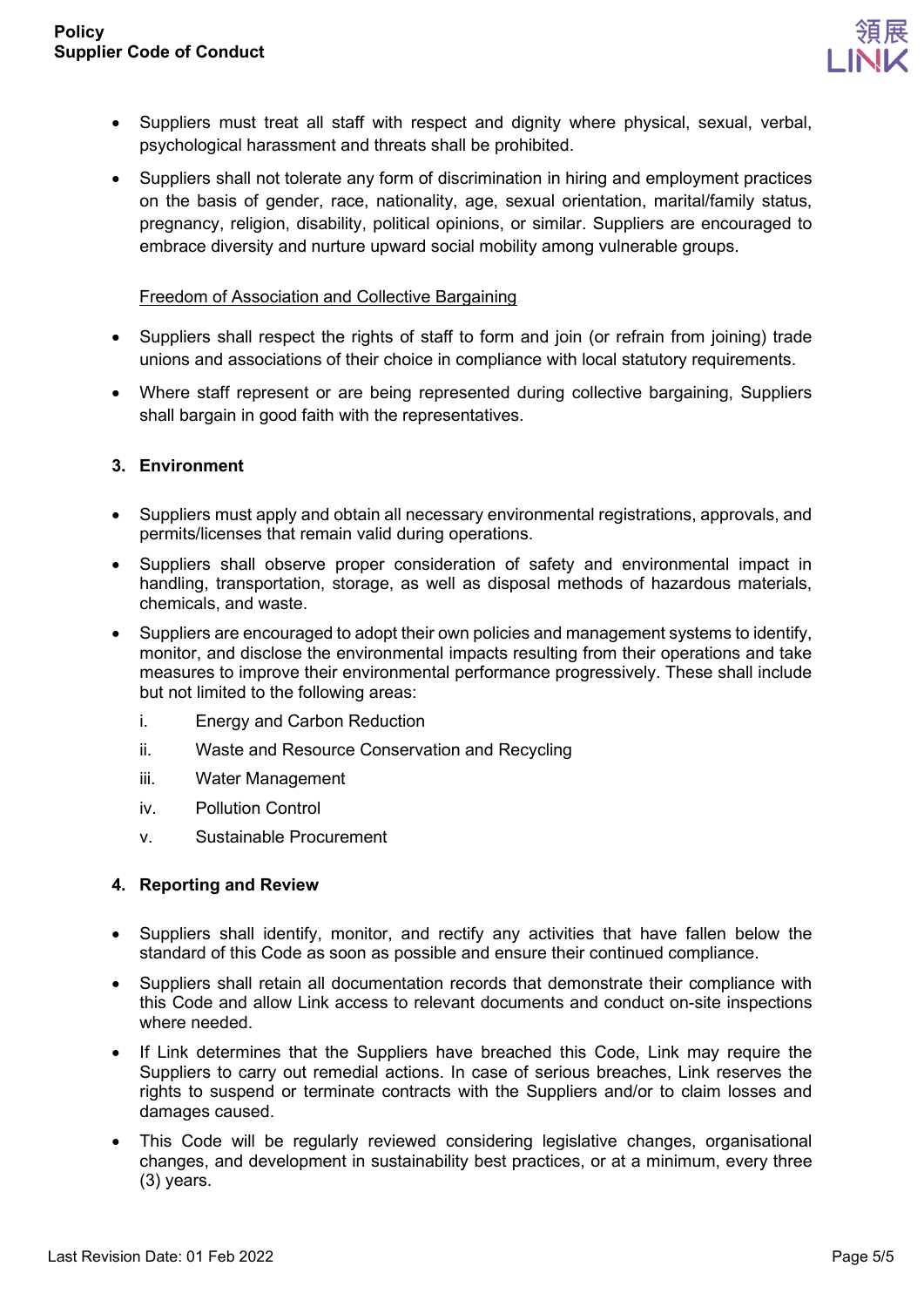- Suppliers must treat all staff with respect and dignity where physical, sexual, verbal, psychological harassment and threats shall be prohibited.
- Suppliers shall not tolerate any form of discrimination in hiring and employment practices on the basis of gender, race, nationality, age, sexual orientation, marital/family status, pregnancy, religion, disability, political opinions, or similar. Suppliers are encouraged to embrace diversity and nurture upward social mobility among vulnerable groups.

Freedom of Association and Collective Bargaining

- Suppliers shall respect the rights of staff to form and join (or refrain from joining) trade unions and associations of their choice in compliance with local statutory requirements.
- Where staff represent or are being represented during collective bargaining, Suppliers shall bargain in good faith with the representatives.

## 3. Environment

- Suppliers must apply and obtain all necessary environmental registrations, approvals, and permits/licenses that remain valid during operations.
- Suppliers shall observe proper consideration of safety and environmental impact in handling, transportation, storage, as well as disposal methods of hazardous materials, chemicals, and waste.
- Suppliers are encouraged to adopt their own policies and management systems to identify, monitor, and disclose the environmental impacts resulting from their operations and take measures to improve their environmental performance progressively. These shall include but not limited to the following areas:
  - i. Energy and Carbon Reduction
  - ii. Waste and Resource Conservation and Recycling
  - iii. Water Management
  - iv. Pollution Control
  - v. Sustainable Procurement

## 4. Reporting and Review

- Suppliers shall identify, monitor, and rectify any activities that have fallen below the standard of this Code as soon as possible and ensure their continued compliance.
- Suppliers shall retain all documentation records that demonstrate their compliance with this Code and allow Link access to relevant documents and conduct on-site inspections where needed.
- If Link determines that the Suppliers have breached this Code, Link may require the Suppliers to carry out remedial actions. In case of serious breaches, Link reserves the rights to suspend or terminate contracts with the Suppliers and/or to claim losses and damages caused.
- This Code will be regularly reviewed considering legislative changes, organisational changes, and development in sustainability best practices, or at a minimum, every three (3) years.